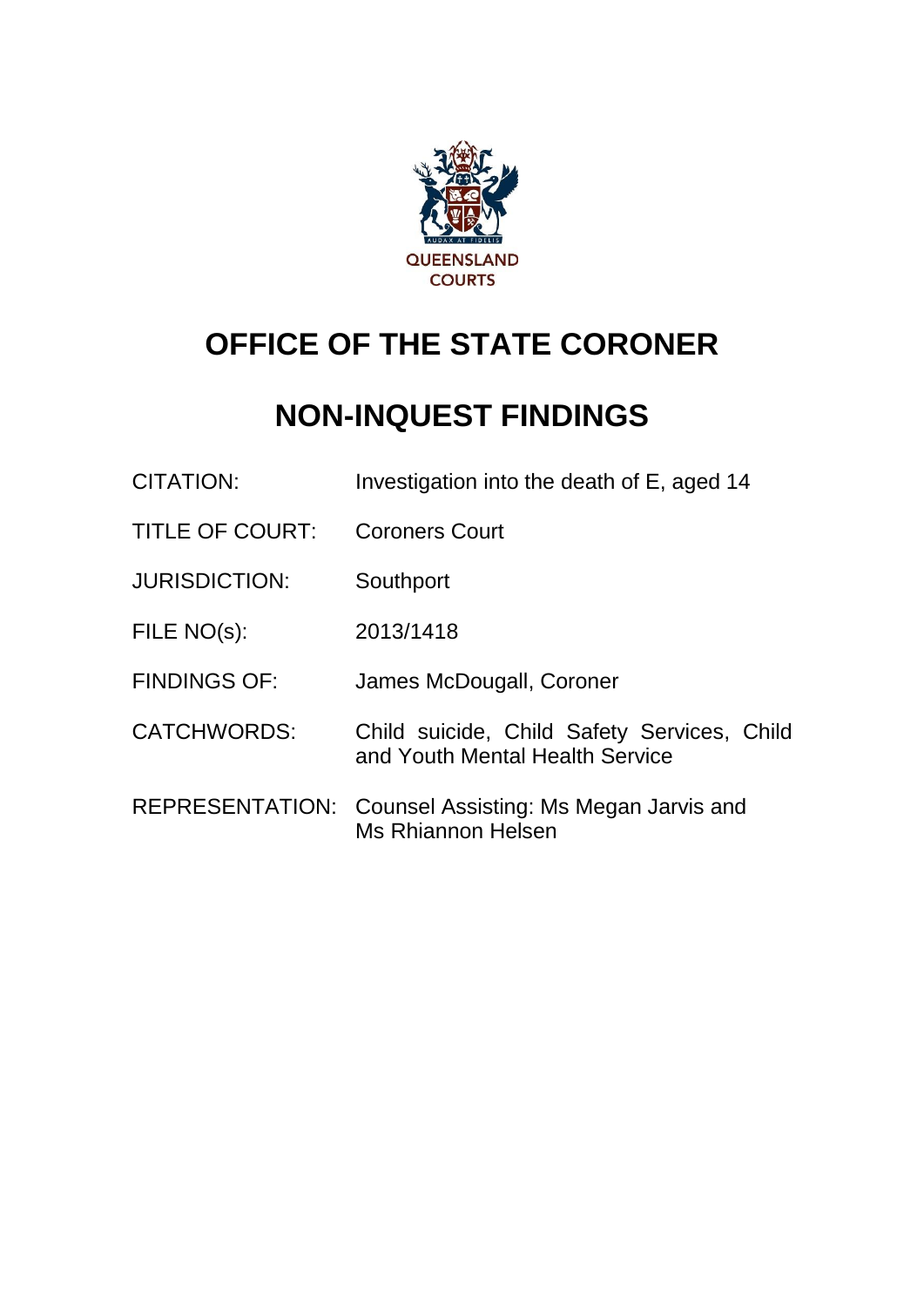QUEENSLAND COURTS

# OFFICE OF THE STATE CORONER

# NON-INQUEST FINDINGS

| | |
|---|---|
| CITATION: | Investigation into the death of E, aged 14 |
| TITLE OF COURT: | Coroners Court |
| JURISDICTION: | Southport |
| FILE NO(s): | 2013/1418 |
| FINDINGS OF: | James McDougall, Coroner |
| CATCHWORDS: | Child suicide, Child Safety Services, Child and Youth Mental Health Service |
| REPRESENTATION: | Counsel Assisting: Ms Megan Jarvis and Ms Rhiannon Helsen |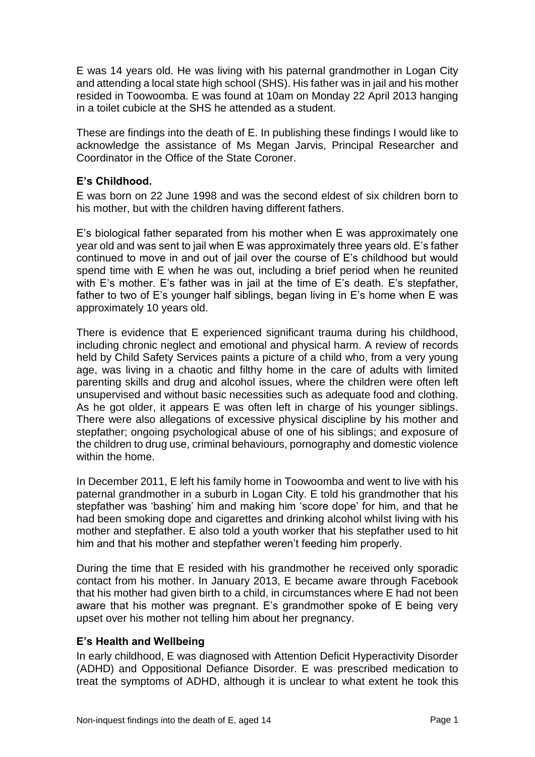E was 14 years old. He was living with his paternal grandmother in Logan City and attending a local state high school (SHS). His father was in jail and his mother resided in Toowoomba. E was found at 10am on Monday 22 April 2013 hanging in a toilet cubicle at the SHS he attended as a student.

These are findings into the death of E. In publishing these findings I would like to acknowledge the assistance of Ms Megan Jarvis, Principal Researcher and Coordinator in the Office of the State Coroner.

### E's Childhood.

E was born on 22 June 1998 and was the second eldest of six children born to his mother, but with the children having different fathers.

E's biological father separated from his mother when E was approximately one year old and was sent to jail when E was approximately three years old. E's father continued to move in and out of jail over the course of E's childhood but would spend time with E when he was out, including a brief period when he reunited with E's mother. E's father was in jail at the time of E's death. E's stepfather, father to two of E's younger half siblings, began living in E's home when E was approximately 10 years old.

There is evidence that E experienced significant trauma during his childhood, including chronic neglect and emotional and physical harm. A review of records held by Child Safety Services paints a picture of a child who, from a very young age, was living in a chaotic and filthy home in the care of adults with limited parenting skills and drug and alcohol issues, where the children were often left unsupervised and without basic necessities such as adequate food and clothing. As he got older, it appears E was often left in charge of his younger siblings. There were also allegations of excessive physical discipline by his mother and stepfather; ongoing psychological abuse of one of his siblings; and exposure of the children to drug use, criminal behaviours, pornography and domestic violence within the home.

In December 2011, E left his family home in Toowoomba and went to live with his paternal grandmother in a suburb in Logan City. E told his grandmother that his stepfather was 'bashing' him and making him 'score dope' for him, and that he had been smoking dope and cigarettes and drinking alcohol whilst living with his mother and stepfather. E also told a youth worker that his stepfather used to hit him and that his mother and stepfather weren't feeding him properly.

During the time that E resided with his grandmother he received only sporadic contact from his mother. In January 2013, E became aware through Facebook that his mother had given birth to a child, in circumstances where E had not been aware that his mother was pregnant. E's grandmother spoke of E being very upset over his mother not telling him about her pregnancy.

### E's Health and Wellbeing

In early childhood, E was diagnosed with Attention Deficit Hyperactivity Disorder (ADHD) and Oppositional Defiance Disorder. E was prescribed medication to treat the symptoms of ADHD, although it is unclear to what extent he took this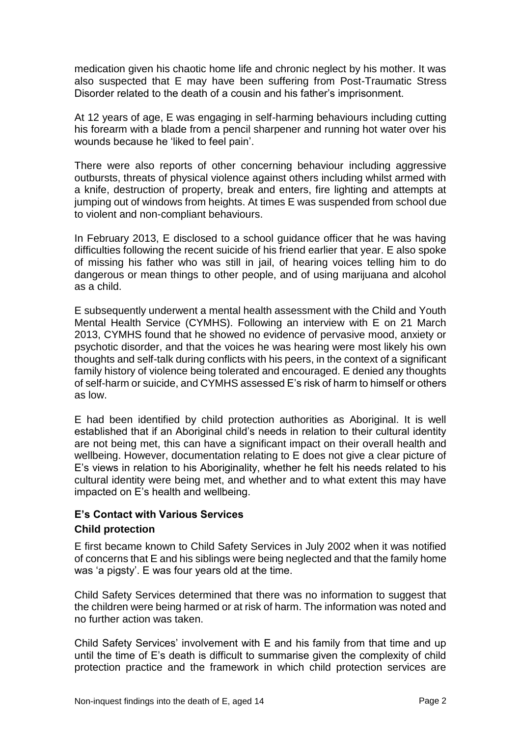medication given his chaotic home life and chronic neglect by his mother. It was also suspected that E may have been suffering from Post-Traumatic Stress Disorder related to the death of a cousin and his father's imprisonment.

At 12 years of age, E was engaging in self-harming behaviours including cutting his forearm with a blade from a pencil sharpener and running hot water over his wounds because he 'liked to feel pain'.

There were also reports of other concerning behaviour including aggressive outbursts, threats of physical violence against others including whilst armed with a knife, destruction of property, break and enters, fire lighting and attempts at jumping out of windows from heights. At times E was suspended from school due to violent and non-compliant behaviours.

In February 2013, E disclosed to a school guidance officer that he was having difficulties following the recent suicide of his friend earlier that year. E also spoke of missing his father who was still in jail, of hearing voices telling him to do dangerous or mean things to other people, and of using marijuana and alcohol as a child.

E subsequently underwent a mental health assessment with the Child and Youth Mental Health Service (CYMHS). Following an interview with E on 21 March 2013, CYMHS found that he showed no evidence of pervasive mood, anxiety or psychotic disorder, and that the voices he was hearing were most likely his own thoughts and self-talk during conflicts with his peers, in the context of a significant family history of violence being tolerated and encouraged. E denied any thoughts of self-harm or suicide, and CYMHS assessed E's risk of harm to himself or others as low.

E had been identified by child protection authorities as Aboriginal. It is well established that if an Aboriginal child's needs in relation to their cultural identity are not being met, this can have a significant impact on their overall health and wellbeing. However, documentation relating to E does not give a clear picture of E's views in relation to his Aboriginality, whether he felt his needs related to his cultural identity were being met, and whether and to what extent this may have impacted on E's health and wellbeing.

### E's Contact with Various Services

#### Child protection

E first became known to Child Safety Services in July 2002 when it was notified of concerns that E and his siblings were being neglected and that the family home was 'a pigsty'. E was four years old at the time.

Child Safety Services determined that there was no information to suggest that the children were being harmed or at risk of harm. The information was noted and no further action was taken.

Child Safety Services' involvement with E and his family from that time and up until the time of E's death is difficult to summarise given the complexity of child protection practice and the framework in which child protection services are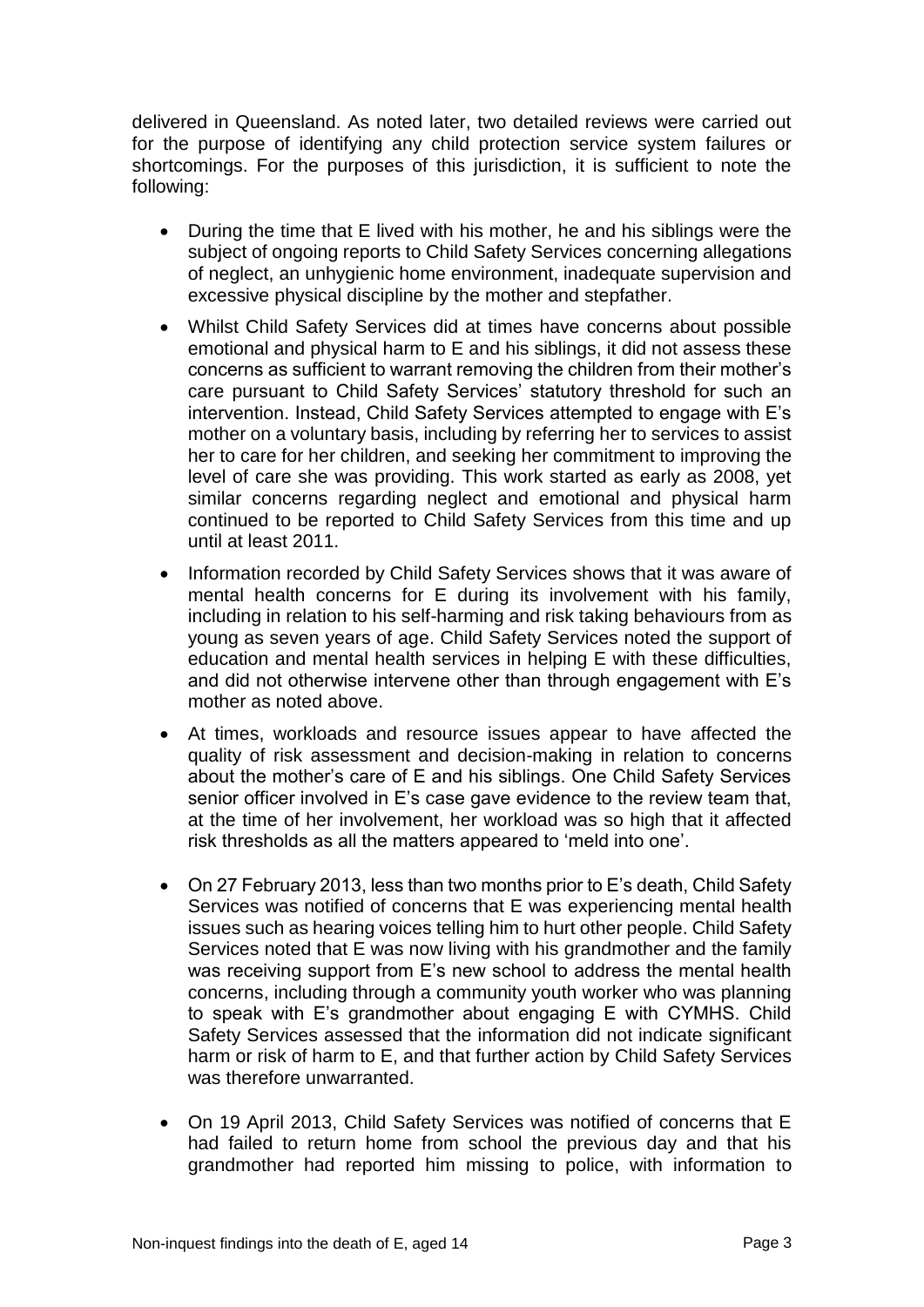delivered in Queensland. As noted later, two detailed reviews were carried out for the purpose of identifying any child protection service system failures or shortcomings. For the purposes of this jurisdiction, it is sufficient to note the following:

- During the time that E lived with his mother, he and his siblings were the subject of ongoing reports to Child Safety Services concerning allegations of neglect, an unhygienic home environment, inadequate supervision and excessive physical discipline by the mother and stepfather.
- Whilst Child Safety Services did at times have concerns about possible emotional and physical harm to E and his siblings, it did not assess these concerns as sufficient to warrant removing the children from their mother's care pursuant to Child Safety Services' statutory threshold for such an intervention. Instead, Child Safety Services attempted to engage with E's mother on a voluntary basis, including by referring her to services to assist her to care for her children, and seeking her commitment to improving the level of care she was providing. This work started as early as 2008, yet similar concerns regarding neglect and emotional and physical harm continued to be reported to Child Safety Services from this time and up until at least 2011.
- Information recorded by Child Safety Services shows that it was aware of mental health concerns for E during its involvement with his family, including in relation to his self-harming and risk taking behaviours from as young as seven years of age. Child Safety Services noted the support of education and mental health services in helping E with these difficulties, and did not otherwise intervene other than through engagement with E's mother as noted above.
- At times, workloads and resource issues appear to have affected the quality of risk assessment and decision-making in relation to concerns about the mother's care of E and his siblings. One Child Safety Services senior officer involved in E's case gave evidence to the review team that, at the time of her involvement, her workload was so high that it affected risk thresholds as all the matters appeared to 'meld into one'.
- On 27 February 2013, less than two months prior to E's death, Child Safety Services was notified of concerns that E was experiencing mental health issues such as hearing voices telling him to hurt other people. Child Safety Services noted that E was now living with his grandmother and the family was receiving support from E's new school to address the mental health concerns, including through a community youth worker who was planning to speak with E's grandmother about engaging E with CYMHS. Child Safety Services assessed that the information did not indicate significant harm or risk of harm to E, and that further action by Child Safety Services was therefore unwarranted.
- On 19 April 2013, Child Safety Services was notified of concerns that E had failed to return home from school the previous day and that his grandmother had reported him missing to police, with information to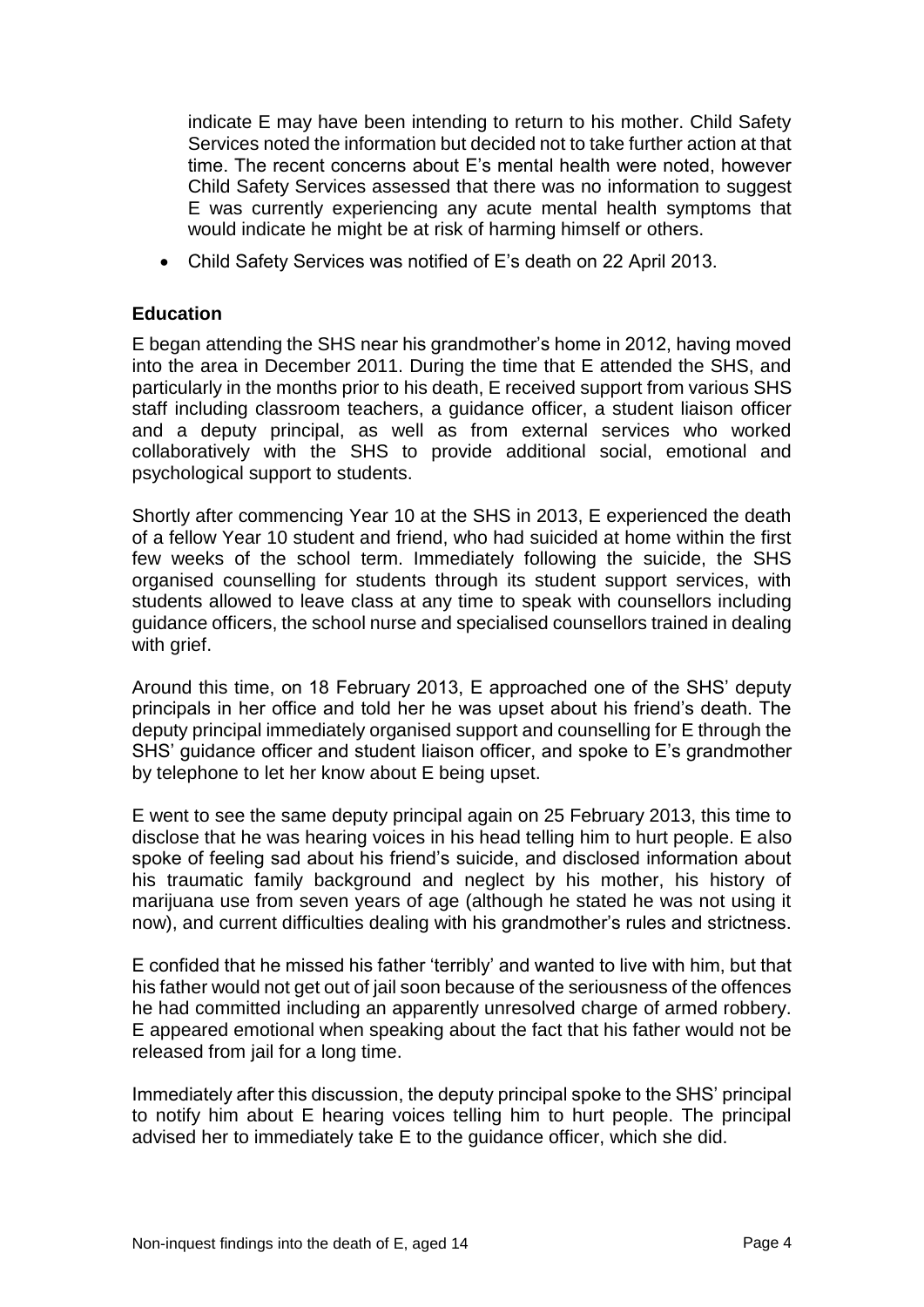indicate E may have been intending to return to his mother. Child Safety Services noted the information but decided not to take further action at that time. The recent concerns about E's mental health were noted, however Child Safety Services assessed that there was no information to suggest E was currently experiencing any acute mental health symptoms that would indicate he might be at risk of harming himself or others.

- Child Safety Services was notified of E's death on 22 April 2013.

### Education

E began attending the SHS near his grandmother's home in 2012, having moved into the area in December 2011. During the time that E attended the SHS, and particularly in the months prior to his death, E received support from various SHS staff including classroom teachers, a guidance officer, a student liaison officer and a deputy principal, as well as from external services who worked collaboratively with the SHS to provide additional social, emotional and psychological support to students.

Shortly after commencing Year 10 at the SHS in 2013, E experienced the death of a fellow Year 10 student and friend, who had suicided at home within the first few weeks of the school term. Immediately following the suicide, the SHS organised counselling for students through its student support services, with students allowed to leave class at any time to speak with counsellors including guidance officers, the school nurse and specialised counsellors trained in dealing with grief.

Around this time, on 18 February 2013, E approached one of the SHS' deputy principals in her office and told her he was upset about his friend's death. The deputy principal immediately organised support and counselling for E through the SHS' guidance officer and student liaison officer, and spoke to E's grandmother by telephone to let her know about E being upset.

E went to see the same deputy principal again on 25 February 2013, this time to disclose that he was hearing voices in his head telling him to hurt people. E also spoke of feeling sad about his friend's suicide, and disclosed information about his traumatic family background and neglect by his mother, his history of marijuana use from seven years of age (although he stated he was not using it now), and current difficulties dealing with his grandmother's rules and strictness.

E confided that he missed his father 'terribly' and wanted to live with him, but that his father would not get out of jail soon because of the seriousness of the offences he had committed including an apparently unresolved charge of armed robbery. E appeared emotional when speaking about the fact that his father would not be released from jail for a long time.

Immediately after this discussion, the deputy principal spoke to the SHS' principal to notify him about E hearing voices telling him to hurt people. The principal advised her to immediately take E to the guidance officer, which she did.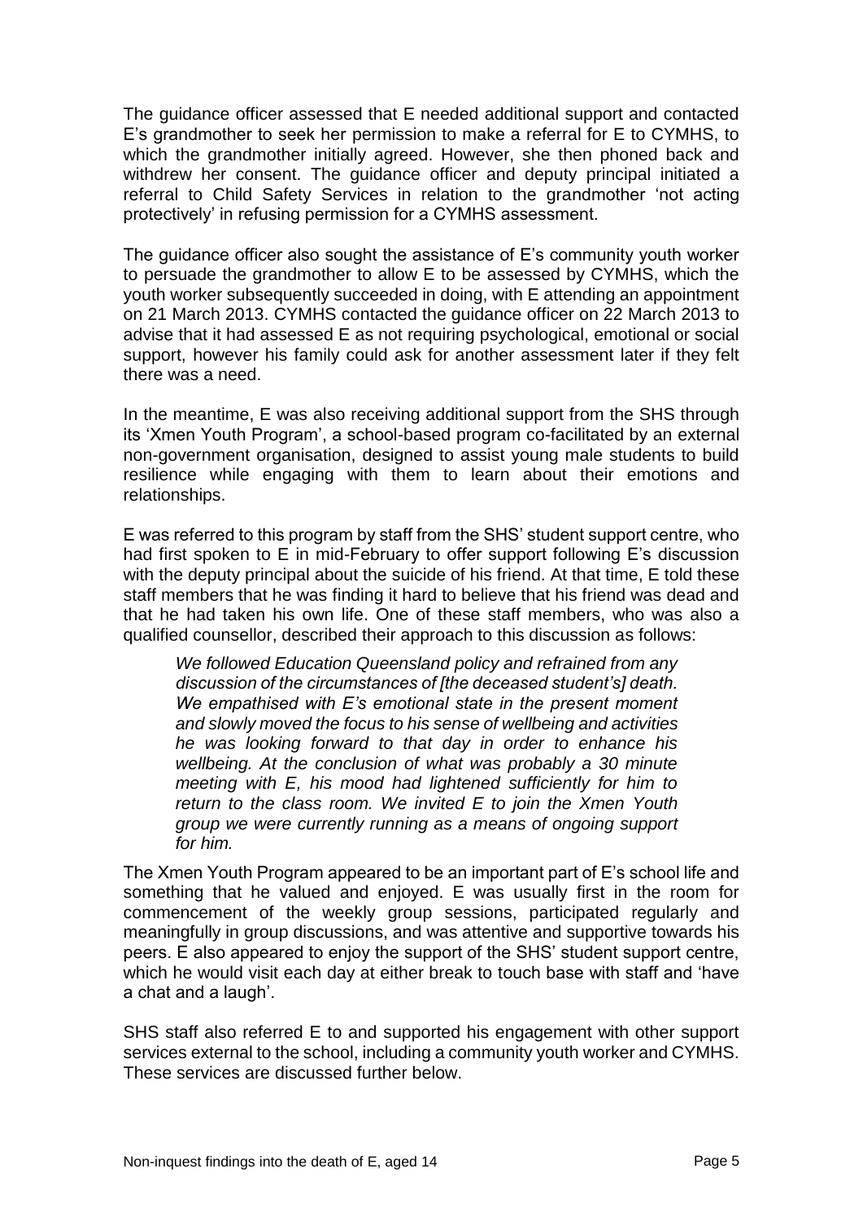The guidance officer assessed that E needed additional support and contacted E's grandmother to seek her permission to make a referral for E to CYMHS, to which the grandmother initially agreed. However, she then phoned back and withdrew her consent. The guidance officer and deputy principal initiated a referral to Child Safety Services in relation to the grandmother 'not acting protectively' in refusing permission for a CYMHS assessment.

The guidance officer also sought the assistance of E's community youth worker to persuade the grandmother to allow E to be assessed by CYMHS, which the youth worker subsequently succeeded in doing, with E attending an appointment on 21 March 2013. CYMHS contacted the guidance officer on 22 March 2013 to advise that it had assessed E as not requiring psychological, emotional or social support, however his family could ask for another assessment later if they felt there was a need.

In the meantime, E was also receiving additional support from the SHS through its 'Xmen Youth Program', a school-based program co-facilitated by an external non-government organisation, designed to assist young male students to build resilience while engaging with them to learn about their emotions and relationships.

E was referred to this program by staff from the SHS' student support centre, who had first spoken to E in mid-February to offer support following E's discussion with the deputy principal about the suicide of his friend. At that time, E told these staff members that he was finding it hard to believe that his friend was dead and that he had taken his own life. One of these staff members, who was also a qualified counsellor, described their approach to this discussion as follows:

> *We followed Education Queensland policy and refrained from any discussion of the circumstances of [the deceased student's] death. We empathised with E's emotional state in the present moment and slowly moved the focus to his sense of wellbeing and activities he was looking forward to that day in order to enhance his wellbeing. At the conclusion of what was probably a 30 minute meeting with E, his mood had lightened sufficiently for him to return to the class room. We invited E to join the Xmen Youth group we were currently running as a means of ongoing support for him.*

The Xmen Youth Program appeared to be an important part of E's school life and something that he valued and enjoyed. E was usually first in the room for commencement of the weekly group sessions, participated regularly and meaningfully in group discussions, and was attentive and supportive towards his peers. E also appeared to enjoy the support of the SHS' student support centre, which he would visit each day at either break to touch base with staff and 'have a chat and a laugh'.

SHS staff also referred E to and supported his engagement with other support services external to the school, including a community youth worker and CYMHS. These services are discussed further below.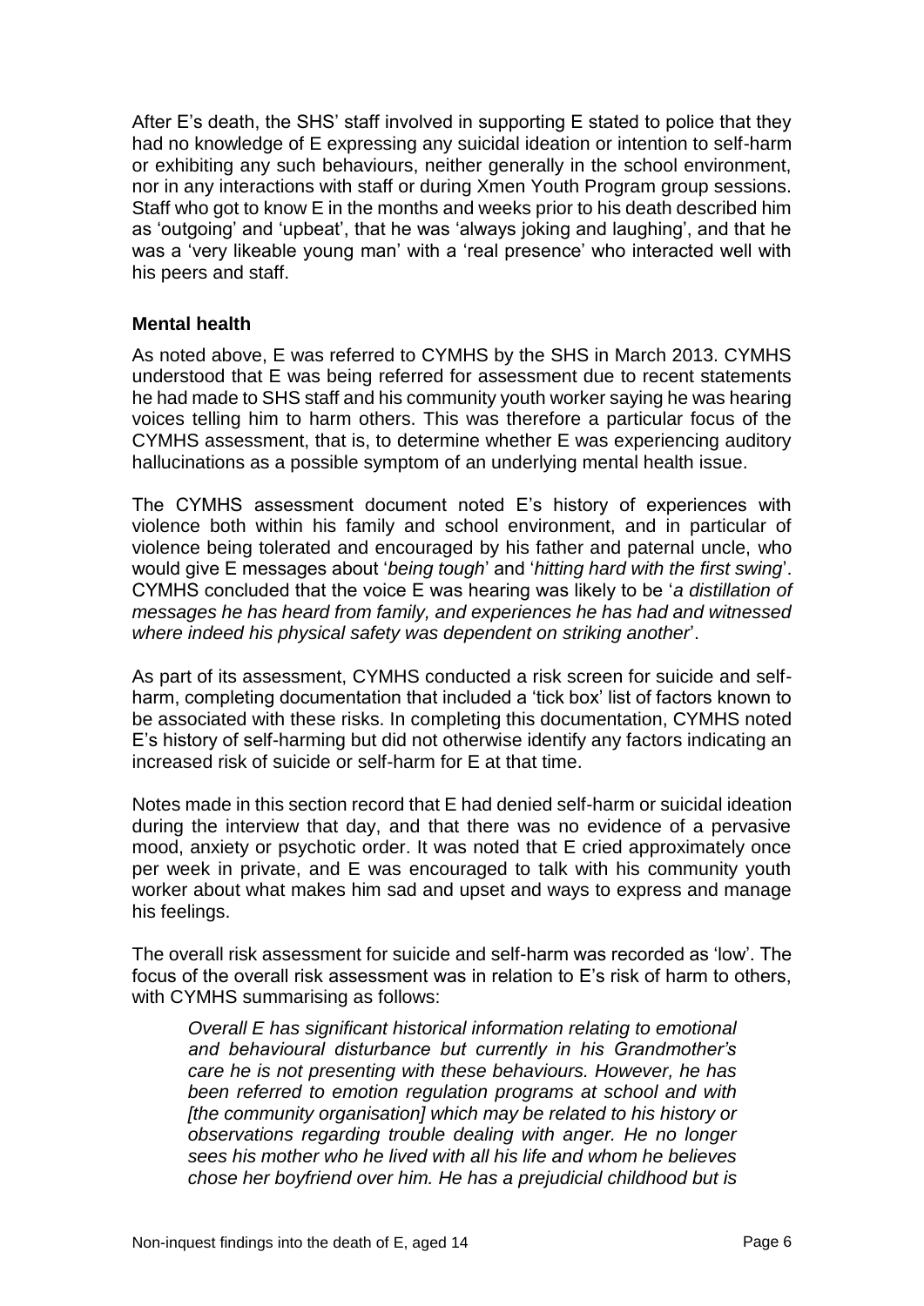After E's death, the SHS' staff involved in supporting E stated to police that they had no knowledge of E expressing any suicidal ideation or intention to self-harm or exhibiting any such behaviours, neither generally in the school environment, nor in any interactions with staff or during Xmen Youth Program group sessions. Staff who got to know E in the months and weeks prior to his death described him as 'outgoing' and 'upbeat', that he was 'always joking and laughing', and that he was a 'very likeable young man' with a 'real presence' who interacted well with his peers and staff.

**Mental health**

As noted above, E was referred to CYMHS by the SHS in March 2013. CYMHS understood that E was being referred for assessment due to recent statements he had made to SHS staff and his community youth worker saying he was hearing voices telling him to harm others. This was therefore a particular focus of the CYMHS assessment, that is, to determine whether E was experiencing auditory hallucinations as a possible symptom of an underlying mental health issue.

The CYMHS assessment document noted E's history of experiences with violence both within his family and school environment, and in particular of violence being tolerated and encouraged by his father and paternal uncle, who would give E messages about '*being tough*' and '*hitting hard with the first swing*'. CYMHS concluded that the voice E was hearing was likely to be '*a distillation of messages he has heard from family, and experiences he has had and witnessed where indeed his physical safety was dependent on striking another*'.

As part of its assessment, CYMHS conducted a risk screen for suicide and self-harm, completing documentation that included a 'tick box' list of factors known to be associated with these risks. In completing this documentation, CYMHS noted E's history of self-harming but did not otherwise identify any factors indicating an increased risk of suicide or self-harm for E at that time.

Notes made in this section record that E had denied self-harm or suicidal ideation during the interview that day, and that there was no evidence of a pervasive mood, anxiety or psychotic order. It was noted that E cried approximately once per week in private, and E was encouraged to talk with his community youth worker about what makes him sad and upset and ways to express and manage his feelings.

The overall risk assessment for suicide and self-harm was recorded as 'low'. The focus of the overall risk assessment was in relation to E's risk of harm to others, with CYMHS summarising as follows:

> *Overall E has significant historical information relating to emotional and behavioural disturbance but currently in his Grandmother's care he is not presenting with these behaviours. However, he has been referred to emotion regulation programs at school and with [the community organisation] which may be related to his history or observations regarding trouble dealing with anger. He no longer sees his mother who he lived with all his life and whom he believes chose her boyfriend over him. He has a prejudicial childhood but is*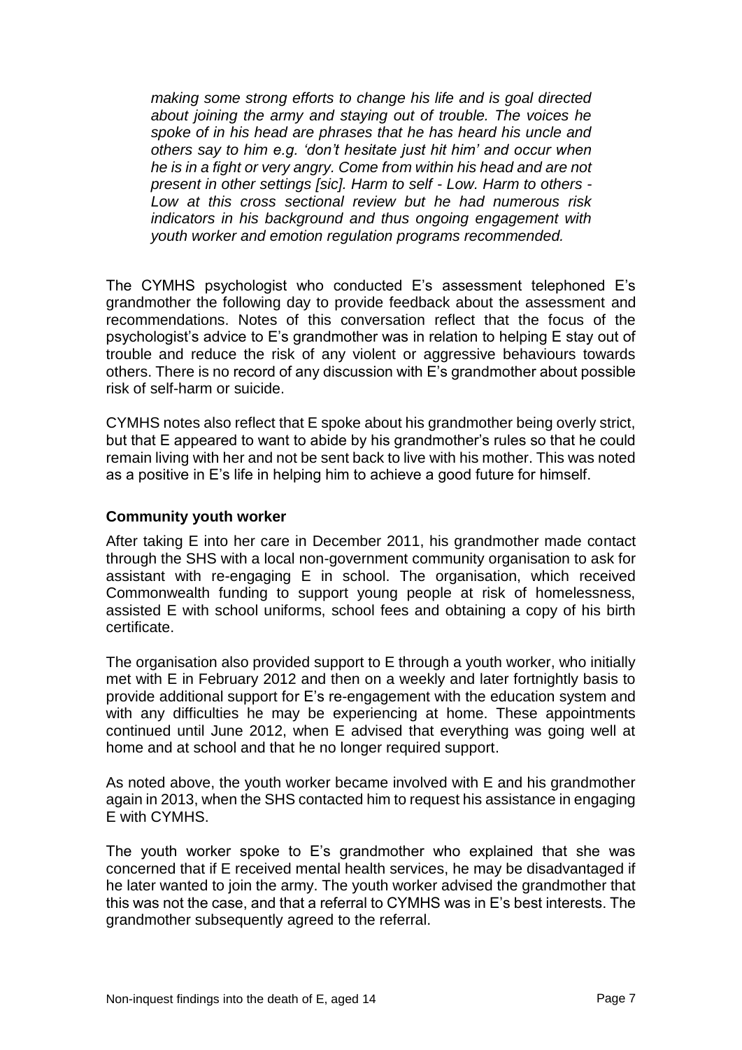*making some strong efforts to change his life and is goal directed about joining the army and staying out of trouble. The voices he spoke of in his head are phrases that he has heard his uncle and others say to him e.g. 'don't hesitate just hit him' and occur when he is in a fight or very angry. Come from within his head and are not present in other settings [sic]. Harm to self - Low. Harm to others - Low at this cross sectional review but he had numerous risk indicators in his background and thus ongoing engagement with youth worker and emotion regulation programs recommended.*

The CYMHS psychologist who conducted E's assessment telephoned E's grandmother the following day to provide feedback about the assessment and recommendations. Notes of this conversation reflect that the focus of the psychologist's advice to E's grandmother was in relation to helping E stay out of trouble and reduce the risk of any violent or aggressive behaviours towards others. There is no record of any discussion with E's grandmother about possible risk of self-harm or suicide.

CYMHS notes also reflect that E spoke about his grandmother being overly strict, but that E appeared to want to abide by his grandmother's rules so that he could remain living with her and not be sent back to live with his mother. This was noted as a positive in E's life in helping him to achieve a good future for himself.

### Community youth worker

After taking E into her care in December 2011, his grandmother made contact through the SHS with a local non-government community organisation to ask for assistant with re-engaging E in school. The organisation, which received Commonwealth funding to support young people at risk of homelessness, assisted E with school uniforms, school fees and obtaining a copy of his birth certificate.

The organisation also provided support to E through a youth worker, who initially met with E in February 2012 and then on a weekly and later fortnightly basis to provide additional support for E's re-engagement with the education system and with any difficulties he may be experiencing at home. These appointments continued until June 2012, when E advised that everything was going well at home and at school and that he no longer required support.

As noted above, the youth worker became involved with E and his grandmother again in 2013, when the SHS contacted him to request his assistance in engaging E with CYMHS.

The youth worker spoke to E's grandmother who explained that she was concerned that if E received mental health services, he may be disadvantaged if he later wanted to join the army. The youth worker advised the grandmother that this was not the case, and that a referral to CYMHS was in E's best interests. The grandmother subsequently agreed to the referral.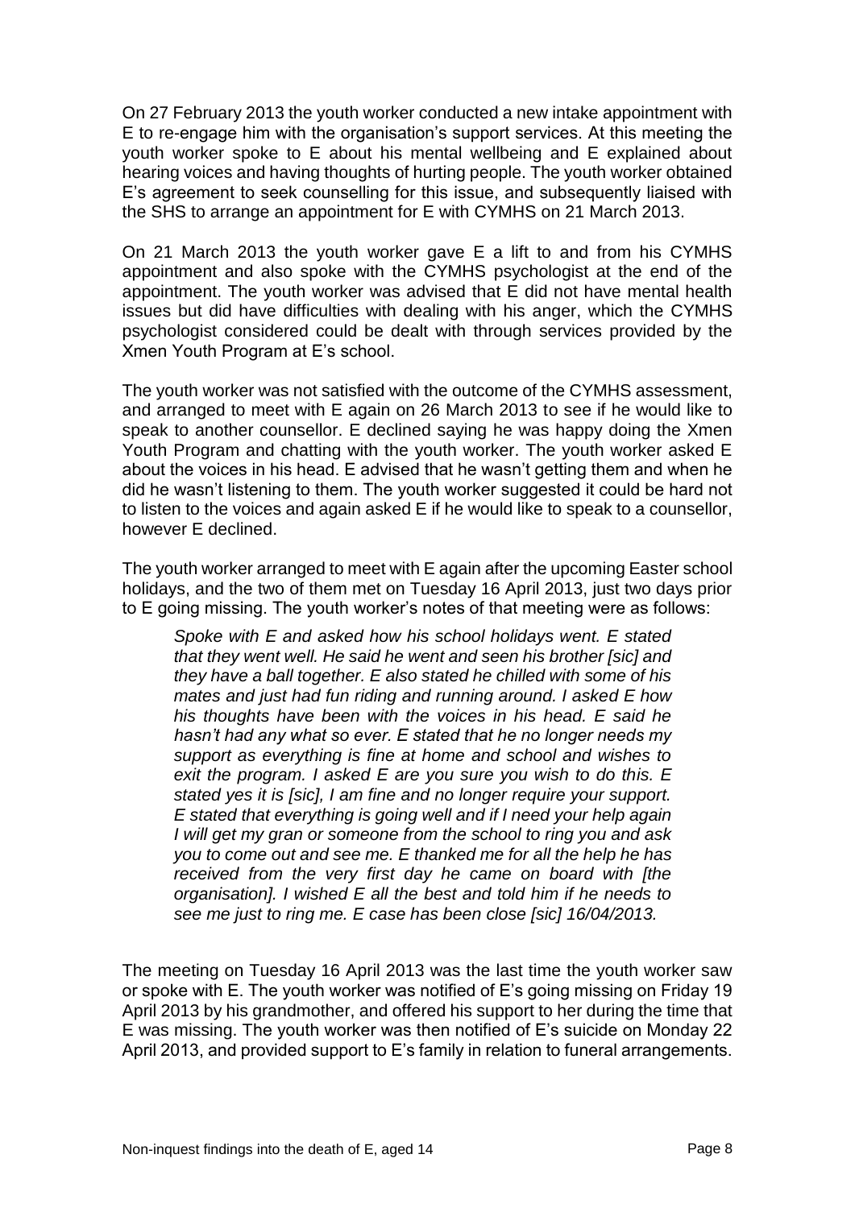On 27 February 2013 the youth worker conducted a new intake appointment with E to re-engage him with the organisation's support services. At this meeting the youth worker spoke to E about his mental wellbeing and E explained about hearing voices and having thoughts of hurting people. The youth worker obtained E's agreement to seek counselling for this issue, and subsequently liaised with the SHS to arrange an appointment for E with CYMHS on 21 March 2013.

On 21 March 2013 the youth worker gave E a lift to and from his CYMHS appointment and also spoke with the CYMHS psychologist at the end of the appointment. The youth worker was advised that E did not have mental health issues but did have difficulties with dealing with his anger, which the CYMHS psychologist considered could be dealt with through services provided by the Xmen Youth Program at E's school.

The youth worker was not satisfied with the outcome of the CYMHS assessment, and arranged to meet with E again on 26 March 2013 to see if he would like to speak to another counsellor. E declined saying he was happy doing the Xmen Youth Program and chatting with the youth worker. The youth worker asked E about the voices in his head. E advised that he wasn't getting them and when he did he wasn't listening to them. The youth worker suggested it could be hard not to listen to the voices and again asked E if he would like to speak to a counsellor, however E declined.

The youth worker arranged to meet with E again after the upcoming Easter school holidays, and the two of them met on Tuesday 16 April 2013, just two days prior to E going missing. The youth worker's notes of that meeting were as follows:

> *Spoke with E and asked how his school holidays went. E stated that they went well. He said he went and seen his brother [sic] and they have a ball together. E also stated he chilled with some of his mates and just had fun riding and running around. I asked E how his thoughts have been with the voices in his head. E said he hasn't had any what so ever. E stated that he no longer needs my support as everything is fine at home and school and wishes to exit the program. I asked E are you sure you wish to do this. E stated yes it is [sic], I am fine and no longer require your support. E stated that everything is going well and if I need your help again I will get my gran or someone from the school to ring you and ask you to come out and see me. E thanked me for all the help he has received from the very first day he came on board with [the organisation]. I wished E all the best and told him if he needs to see me just to ring me. E case has been close [sic] 16/04/2013.*

The meeting on Tuesday 16 April 2013 was the last time the youth worker saw or spoke with E. The youth worker was notified of E's going missing on Friday 19 April 2013 by his grandmother, and offered his support to her during the time that E was missing. The youth worker was then notified of E's suicide on Monday 22 April 2013, and provided support to E's family in relation to funeral arrangements.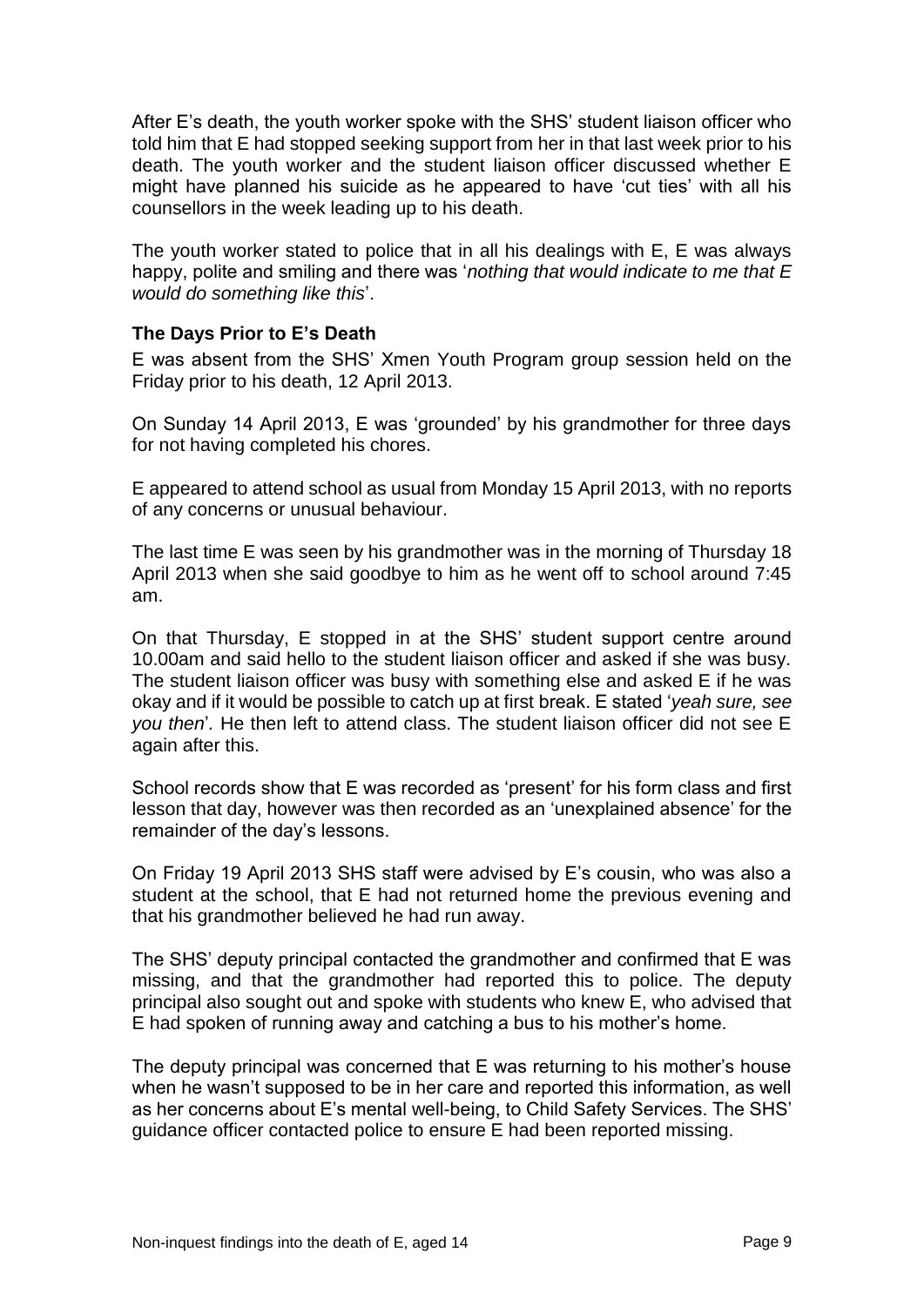After E's death, the youth worker spoke with the SHS' student liaison officer who told him that E had stopped seeking support from her in that last week prior to his death. The youth worker and the student liaison officer discussed whether E might have planned his suicide as he appeared to have 'cut ties' with all his counsellors in the week leading up to his death.

The youth worker stated to police that in all his dealings with E, E was always happy, polite and smiling and there was '*nothing that would indicate to me that E would do something like this*'.

### The Days Prior to E's Death

E was absent from the SHS' Xmen Youth Program group session held on the Friday prior to his death, 12 April 2013.

On Sunday 14 April 2013, E was 'grounded' by his grandmother for three days for not having completed his chores.

E appeared to attend school as usual from Monday 15 April 2013, with no reports of any concerns or unusual behaviour.

The last time E was seen by his grandmother was in the morning of Thursday 18 April 2013 when she said goodbye to him as he went off to school around 7:45 am.

On that Thursday, E stopped in at the SHS' student support centre around 10.00am and said hello to the student liaison officer and asked if she was busy. The student liaison officer was busy with something else and asked E if he was okay and if it would be possible to catch up at first break. E stated '*yeah sure, see you then*'. He then left to attend class. The student liaison officer did not see E again after this.

School records show that E was recorded as 'present' for his form class and first lesson that day, however was then recorded as an 'unexplained absence' for the remainder of the day's lessons.

On Friday 19 April 2013 SHS staff were advised by E's cousin, who was also a student at the school, that E had not returned home the previous evening and that his grandmother believed he had run away.

The SHS' deputy principal contacted the grandmother and confirmed that E was missing, and that the grandmother had reported this to police. The deputy principal also sought out and spoke with students who knew E, who advised that E had spoken of running away and catching a bus to his mother's home.

The deputy principal was concerned that E was returning to his mother's house when he wasn't supposed to be in her care and reported this information, as well as her concerns about E's mental well-being, to Child Safety Services. The SHS' guidance officer contacted police to ensure E had been reported missing.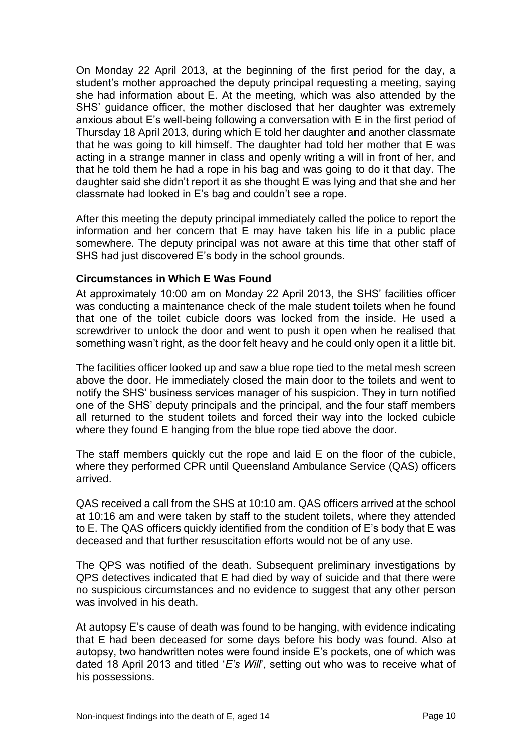On Monday 22 April 2013, at the beginning of the first period for the day, a student's mother approached the deputy principal requesting a meeting, saying she had information about E. At the meeting, which was also attended by the SHS' guidance officer, the mother disclosed that her daughter was extremely anxious about E's well-being following a conversation with E in the first period of Thursday 18 April 2013, during which E told her daughter and another classmate that he was going to kill himself. The daughter had told her mother that E was acting in a strange manner in class and openly writing a will in front of her, and that he told them he had a rope in his bag and was going to do it that day. The daughter said she didn't report it as she thought E was lying and that she and her classmate had looked in E's bag and couldn't see a rope.

After this meeting the deputy principal immediately called the police to report the information and her concern that E may have taken his life in a public place somewhere. The deputy principal was not aware at this time that other staff of SHS had just discovered E's body in the school grounds.

### Circumstances in Which E Was Found

At approximately 10:00 am on Monday 22 April 2013, the SHS' facilities officer was conducting a maintenance check of the male student toilets when he found that one of the toilet cubicle doors was locked from the inside. He used a screwdriver to unlock the door and went to push it open when he realised that something wasn't right, as the door felt heavy and he could only open it a little bit.

The facilities officer looked up and saw a blue rope tied to the metal mesh screen above the door. He immediately closed the main door to the toilets and went to notify the SHS' business services manager of his suspicion. They in turn notified one of the SHS' deputy principals and the principal, and the four staff members all returned to the student toilets and forced their way into the locked cubicle where they found E hanging from the blue rope tied above the door.

The staff members quickly cut the rope and laid E on the floor of the cubicle, where they performed CPR until Queensland Ambulance Service (QAS) officers arrived.

QAS received a call from the SHS at 10:10 am. QAS officers arrived at the school at 10:16 am and were taken by staff to the student toilets, where they attended to E. The QAS officers quickly identified from the condition of E's body that E was deceased and that further resuscitation efforts would not be of any use.

The QPS was notified of the death. Subsequent preliminary investigations by QPS detectives indicated that E had died by way of suicide and that there were no suspicious circumstances and no evidence to suggest that any other person was involved in his death.

At autopsy E's cause of death was found to be hanging, with evidence indicating that E had been deceased for some days before his body was found. Also at autopsy, two handwritten notes were found inside E's pockets, one of which was dated 18 April 2013 and titled '*E's Will*', setting out who was to receive what of his possessions.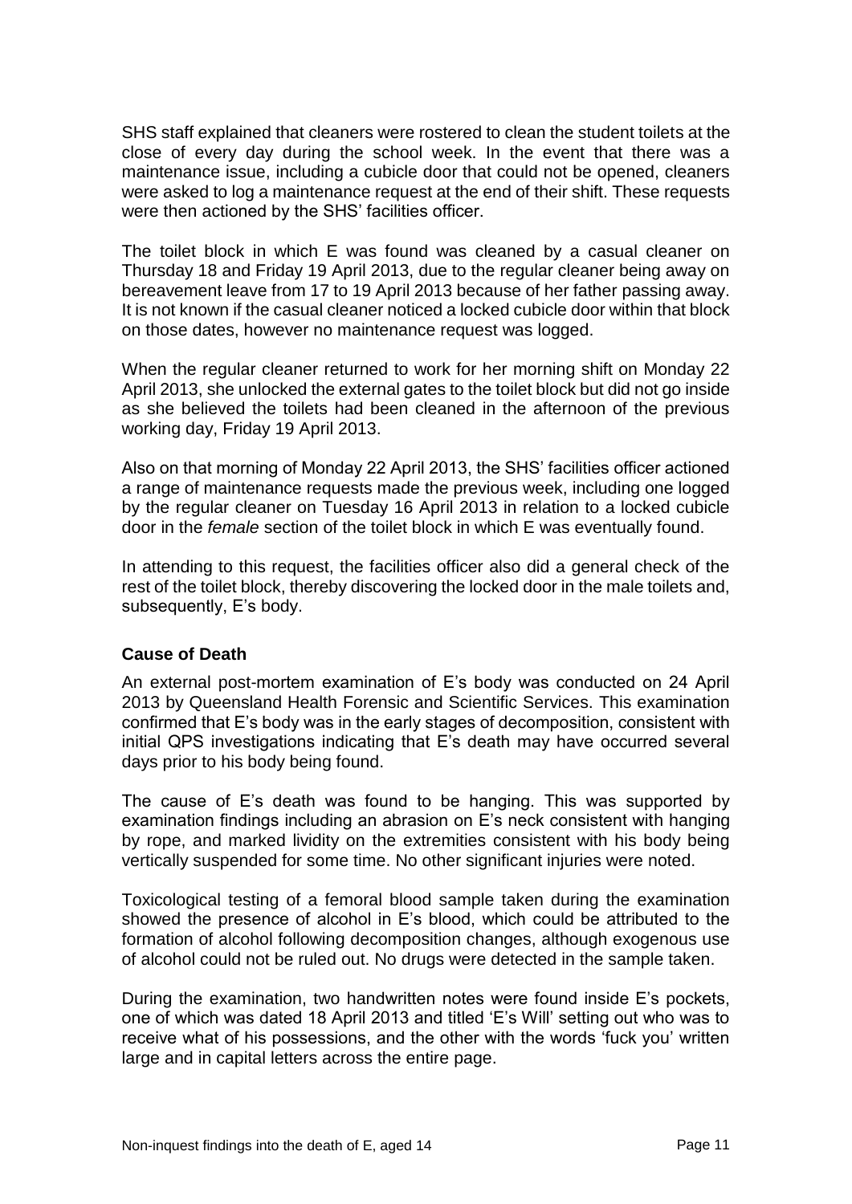SHS staff explained that cleaners were rostered to clean the student toilets at the close of every day during the school week. In the event that there was a maintenance issue, including a cubicle door that could not be opened, cleaners were asked to log a maintenance request at the end of their shift. These requests were then actioned by the SHS' facilities officer.

The toilet block in which E was found was cleaned by a casual cleaner on Thursday 18 and Friday 19 April 2013, due to the regular cleaner being away on bereavement leave from 17 to 19 April 2013 because of her father passing away. It is not known if the casual cleaner noticed a locked cubicle door within that block on those dates, however no maintenance request was logged.

When the regular cleaner returned to work for her morning shift on Monday 22 April 2013, she unlocked the external gates to the toilet block but did not go inside as she believed the toilets had been cleaned in the afternoon of the previous working day, Friday 19 April 2013.

Also on that morning of Monday 22 April 2013, the SHS' facilities officer actioned a range of maintenance requests made the previous week, including one logged by the regular cleaner on Tuesday 16 April 2013 in relation to a locked cubicle door in the *female* section of the toilet block in which E was eventually found.

In attending to this request, the facilities officer also did a general check of the rest of the toilet block, thereby discovering the locked door in the male toilets and, subsequently, E's body.

### Cause of Death

An external post-mortem examination of E's body was conducted on 24 April 2013 by Queensland Health Forensic and Scientific Services. This examination confirmed that E's body was in the early stages of decomposition, consistent with initial QPS investigations indicating that E's death may have occurred several days prior to his body being found.

The cause of E's death was found to be hanging. This was supported by examination findings including an abrasion on E's neck consistent with hanging by rope, and marked lividity on the extremities consistent with his body being vertically suspended for some time. No other significant injuries were noted.

Toxicological testing of a femoral blood sample taken during the examination showed the presence of alcohol in E's blood, which could be attributed to the formation of alcohol following decomposition changes, although exogenous use of alcohol could not be ruled out. No drugs were detected in the sample taken.

During the examination, two handwritten notes were found inside E's pockets, one of which was dated 18 April 2013 and titled 'E's Will' setting out who was to receive what of his possessions, and the other with the words 'fuck you' written large and in capital letters across the entire page.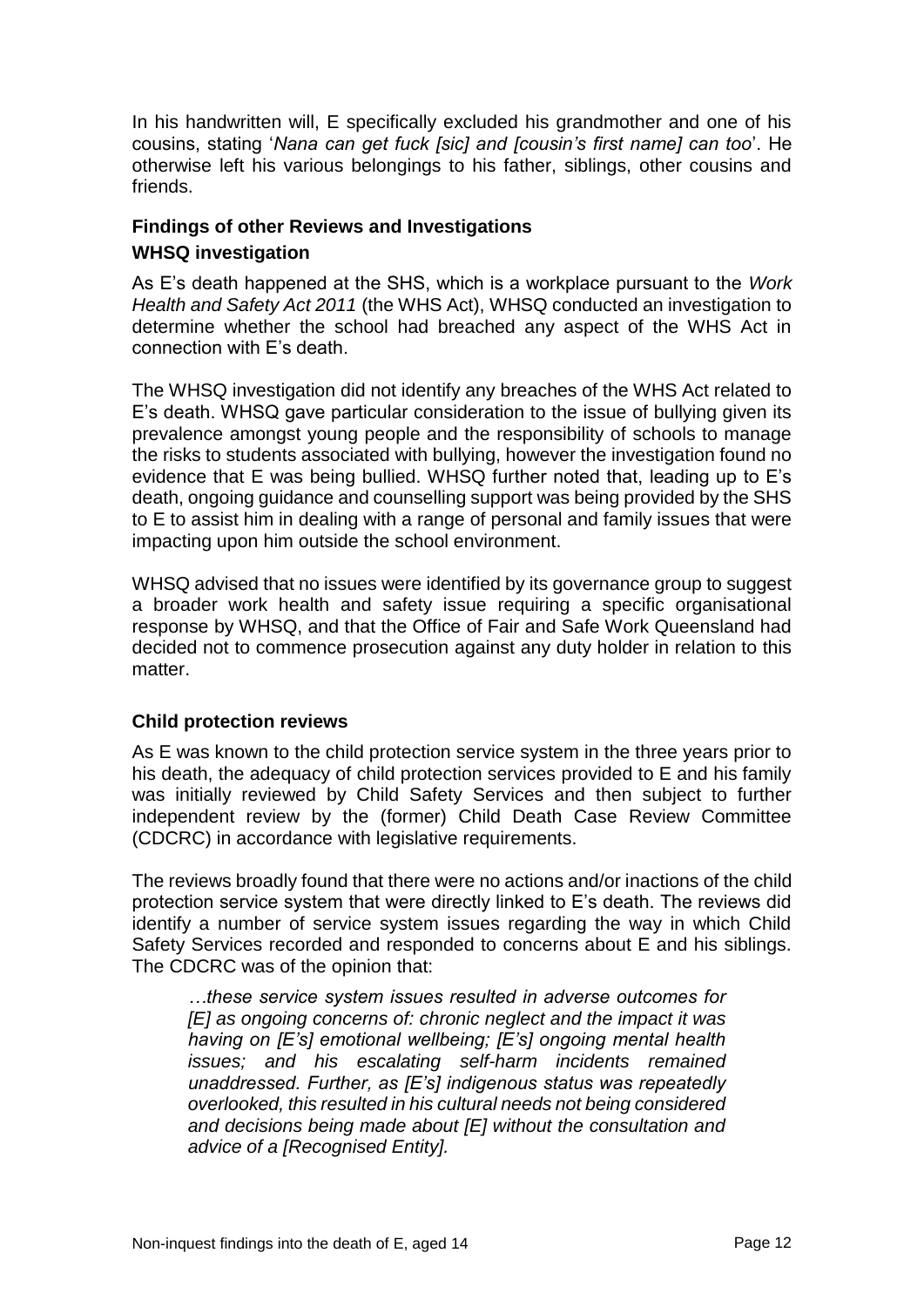In his handwritten will, E specifically excluded his grandmother and one of his cousins, stating '*Nana can get fuck [sic] and [cousin's first name] can too*'. He otherwise left his various belongings to his father, siblings, other cousins and friends.

### Findings of other Reviews and Investigations

#### WHSQ investigation

As E's death happened at the SHS, which is a workplace pursuant to the *Work Health and Safety Act 2011* (the WHS Act), WHSQ conducted an investigation to determine whether the school had breached any aspect of the WHS Act in connection with E's death.

The WHSQ investigation did not identify any breaches of the WHS Act related to E's death. WHSQ gave particular consideration to the issue of bullying given its prevalence amongst young people and the responsibility of schools to manage the risks to students associated with bullying, however the investigation found no evidence that E was being bullied. WHSQ further noted that, leading up to E's death, ongoing guidance and counselling support was being provided by the SHS to E to assist him in dealing with a range of personal and family issues that were impacting upon him outside the school environment.

WHSQ advised that no issues were identified by its governance group to suggest a broader work health and safety issue requiring a specific organisational response by WHSQ, and that the Office of Fair and Safe Work Queensland had decided not to commence prosecution against any duty holder in relation to this matter.

#### Child protection reviews

As E was known to the child protection service system in the three years prior to his death, the adequacy of child protection services provided to E and his family was initially reviewed by Child Safety Services and then subject to further independent review by the (former) Child Death Case Review Committee (CDCRC) in accordance with legislative requirements.

The reviews broadly found that there were no actions and/or inactions of the child protection service system that were directly linked to E's death. The reviews did identify a number of service system issues regarding the way in which Child Safety Services recorded and responded to concerns about E and his siblings. The CDCRC was of the opinion that:

> *…these service system issues resulted in adverse outcomes for [E] as ongoing concerns of: chronic neglect and the impact it was having on [E's] emotional wellbeing; [E's] ongoing mental health issues; and his escalating self-harm incidents remained unaddressed. Further, as [E's] indigenous status was repeatedly overlooked, this resulted in his cultural needs not being considered and decisions being made about [E] without the consultation and advice of a [Recognised Entity].*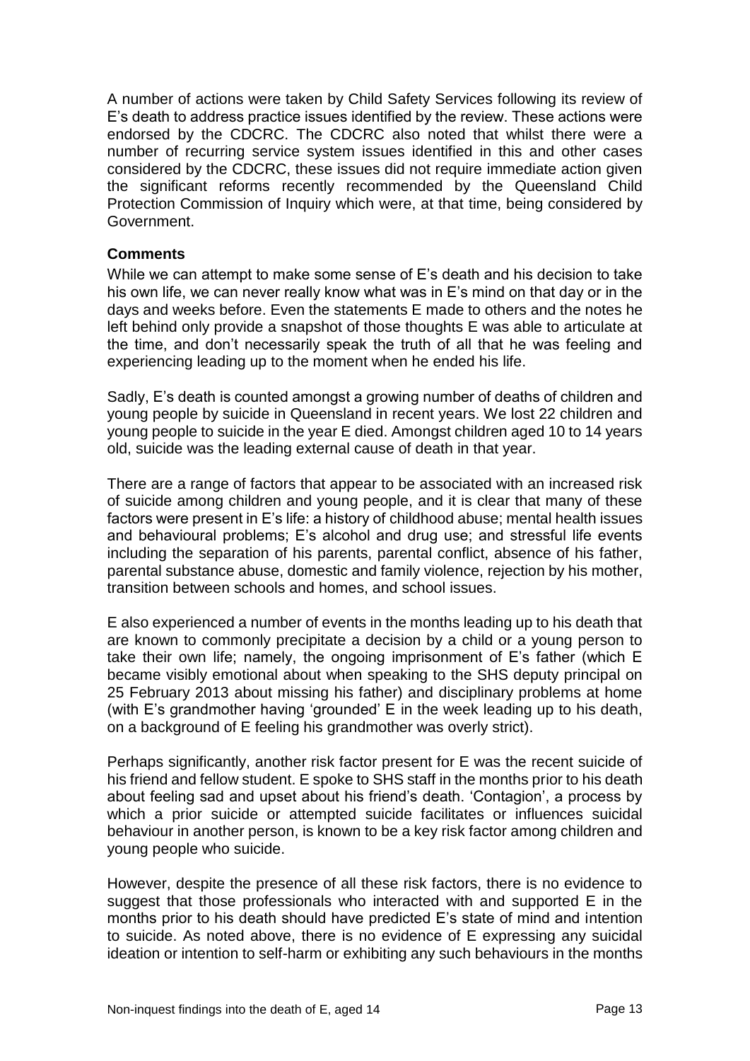A number of actions were taken by Child Safety Services following its review of E's death to address practice issues identified by the review. These actions were endorsed by the CDCRC. The CDCRC also noted that whilst there were a number of recurring service system issues identified in this and other cases considered by the CDCRC, these issues did not require immediate action given the significant reforms recently recommended by the Queensland Child Protection Commission of Inquiry which were, at that time, being considered by Government.

**Comments**

While we can attempt to make some sense of E's death and his decision to take his own life, we can never really know what was in E's mind on that day or in the days and weeks before. Even the statements E made to others and the notes he left behind only provide a snapshot of those thoughts E was able to articulate at the time, and don't necessarily speak the truth of all that he was feeling and experiencing leading up to the moment when he ended his life.

Sadly, E's death is counted amongst a growing number of deaths of children and young people by suicide in Queensland in recent years. We lost 22 children and young people to suicide in the year E died. Amongst children aged 10 to 14 years old, suicide was the leading external cause of death in that year.

There are a range of factors that appear to be associated with an increased risk of suicide among children and young people, and it is clear that many of these factors were present in E's life: a history of childhood abuse; mental health issues and behavioural problems; E's alcohol and drug use; and stressful life events including the separation of his parents, parental conflict, absence of his father, parental substance abuse, domestic and family violence, rejection by his mother, transition between schools and homes, and school issues.

E also experienced a number of events in the months leading up to his death that are known to commonly precipitate a decision by a child or a young person to take their own life; namely, the ongoing imprisonment of E's father (which E became visibly emotional about when speaking to the SHS deputy principal on 25 February 2013 about missing his father) and disciplinary problems at home (with E's grandmother having 'grounded' E in the week leading up to his death, on a background of E feeling his grandmother was overly strict).

Perhaps significantly, another risk factor present for E was the recent suicide of his friend and fellow student. E spoke to SHS staff in the months prior to his death about feeling sad and upset about his friend's death. 'Contagion', a process by which a prior suicide or attempted suicide facilitates or influences suicidal behaviour in another person, is known to be a key risk factor among children and young people who suicide.

However, despite the presence of all these risk factors, there is no evidence to suggest that those professionals who interacted with and supported E in the months prior to his death should have predicted E's state of mind and intention to suicide. As noted above, there is no evidence of E expressing any suicidal ideation or intention to self-harm or exhibiting any such behaviours in the months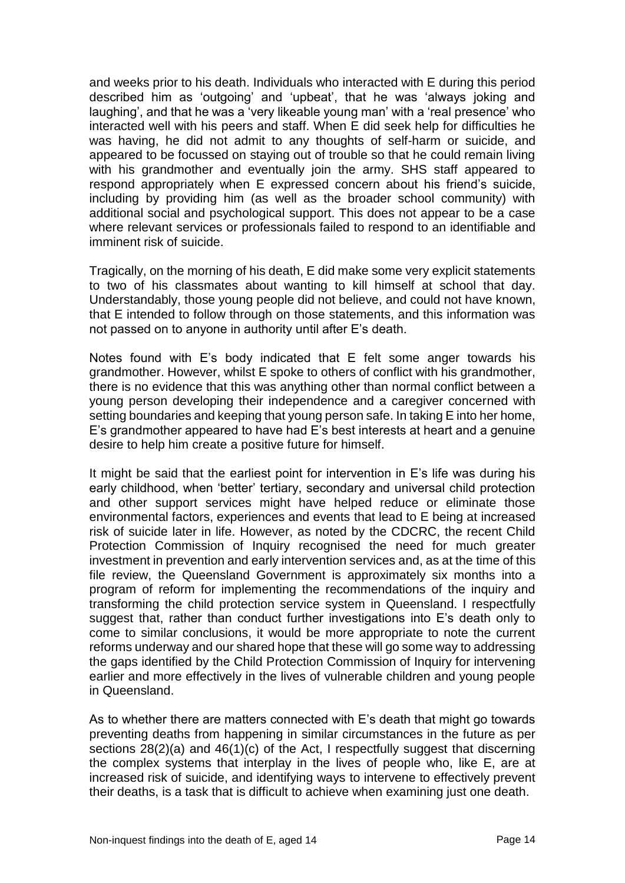and weeks prior to his death. Individuals who interacted with E during this period described him as 'outgoing' and 'upbeat', that he was 'always joking and laughing', and that he was a 'very likeable young man' with a 'real presence' who interacted well with his peers and staff. When E did seek help for difficulties he was having, he did not admit to any thoughts of self-harm or suicide, and appeared to be focussed on staying out of trouble so that he could remain living with his grandmother and eventually join the army. SHS staff appeared to respond appropriately when E expressed concern about his friend's suicide, including by providing him (as well as the broader school community) with additional social and psychological support. This does not appear to be a case where relevant services or professionals failed to respond to an identifiable and imminent risk of suicide.

Tragically, on the morning of his death, E did make some very explicit statements to two of his classmates about wanting to kill himself at school that day. Understandably, those young people did not believe, and could not have known, that E intended to follow through on those statements, and this information was not passed on to anyone in authority until after E's death.

Notes found with E's body indicated that E felt some anger towards his grandmother. However, whilst E spoke to others of conflict with his grandmother, there is no evidence that this was anything other than normal conflict between a young person developing their independence and a caregiver concerned with setting boundaries and keeping that young person safe. In taking E into her home, E's grandmother appeared to have had E's best interests at heart and a genuine desire to help him create a positive future for himself.

It might be said that the earliest point for intervention in E's life was during his early childhood, when 'better' tertiary, secondary and universal child protection and other support services might have helped reduce or eliminate those environmental factors, experiences and events that lead to E being at increased risk of suicide later in life. However, as noted by the CDCRC, the recent Child Protection Commission of Inquiry recognised the need for much greater investment in prevention and early intervention services and, as at the time of this file review, the Queensland Government is approximately six months into a program of reform for implementing the recommendations of the inquiry and transforming the child protection service system in Queensland. I respectfully suggest that, rather than conduct further investigations into E's death only to come to similar conclusions, it would be more appropriate to note the current reforms underway and our shared hope that these will go some way to addressing the gaps identified by the Child Protection Commission of Inquiry for intervening earlier and more effectively in the lives of vulnerable children and young people in Queensland.

As to whether there are matters connected with E's death that might go towards preventing deaths from happening in similar circumstances in the future as per sections 28(2)(a) and 46(1)(c) of the Act, I respectfully suggest that discerning the complex systems that interplay in the lives of people who, like E, are at increased risk of suicide, and identifying ways to intervene to effectively prevent their deaths, is a task that is difficult to achieve when examining just one death.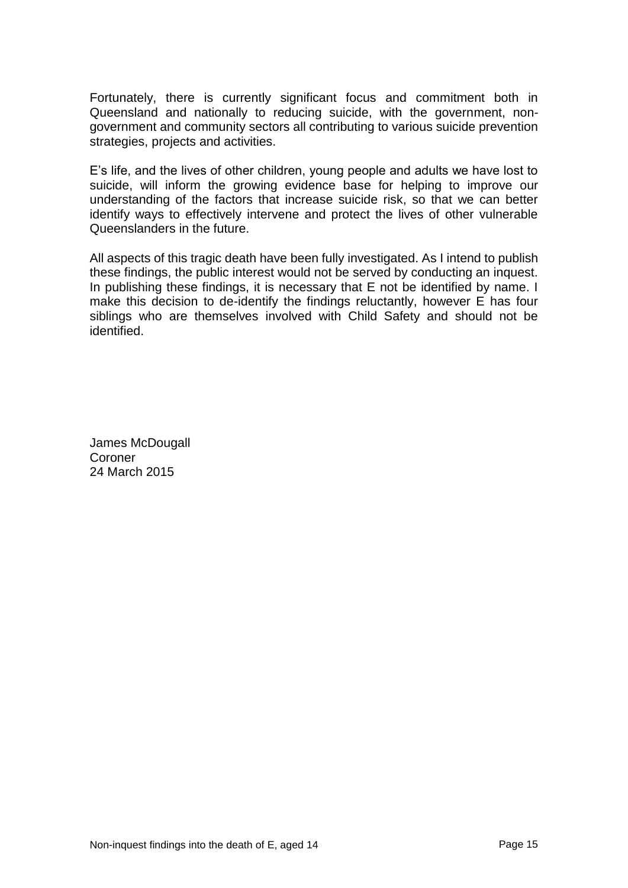Fortunately, there is currently significant focus and commitment both in Queensland and nationally to reducing suicide, with the government, non-government and community sectors all contributing to various suicide prevention strategies, projects and activities.

E's life, and the lives of other children, young people and adults we have lost to suicide, will inform the growing evidence base for helping to improve our understanding of the factors that increase suicide risk, so that we can better identify ways to effectively intervene and protect the lives of other vulnerable Queenslanders in the future.

All aspects of this tragic death have been fully investigated. As I intend to publish these findings, the public interest would not be served by conducting an inquest. In publishing these findings, it is necessary that E not be identified by name. I make this decision to de-identify the findings reluctantly, however E has four siblings who are themselves involved with Child Safety and should not be identified.

James McDougall
Coroner
24 March 2015